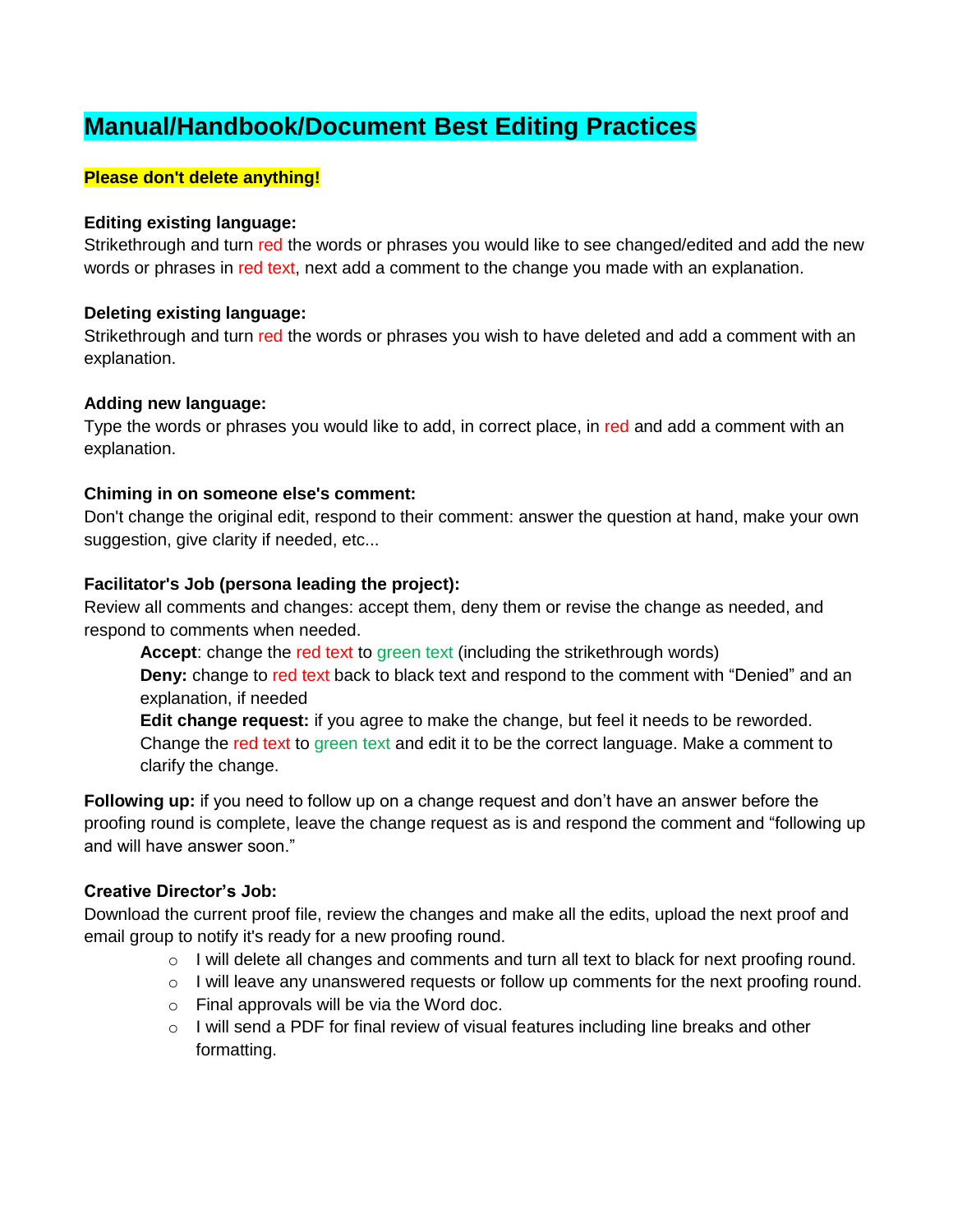# Manual/Handbook/Document Best Editing Practices

**Please don't delete anything!**

**Editing existing language:**
Strikethrough and turn red the words or phrases you would like to see changed/edited and add the new words or phrases in red text, next add a comment to the change you made with an explanation.

**Deleting existing language:**
Strikethrough and turn red the words or phrases you wish to have deleted and add a comment with an explanation.

**Adding new language:**
Type the words or phrases you would like to add, in correct place, in red and add a comment with an explanation.

**Chiming in on someone else's comment:**
Don't change the original edit, respond to their comment: answer the question at hand, make your own suggestion, give clarity if needed, etc...

**Facilitator's Job (persona leading the project):**
Review all comments and changes: accept them, deny them or revise the change as needed, and respond to comments when needed.

> **Accept**: change the red text to green text (including the strikethrough words)
> **Deny:** change to red text back to black text and respond to the comment with "Denied" and an explanation, if needed
> **Edit change request:** if you agree to make the change, but feel it needs to be reworded. Change the red text to green text and edit it to be the correct language. Make a comment to clarify the change.

**Following up:** if you need to follow up on a change request and don't have an answer before the proofing round is complete, leave the change request as is and respond the comment and "following up and will have answer soon."

**Creative Director's Job:**
Download the current proof file, review the changes and make all the edits, upload the next proof and email group to notify it's ready for a new proofing round.

- I will delete all changes and comments and turn all text to black for next proofing round.
- I will leave any unanswered requests or follow up comments for the next proofing round.
- Final approvals will be via the Word doc.
- I will send a PDF for final review of visual features including line breaks and other formatting.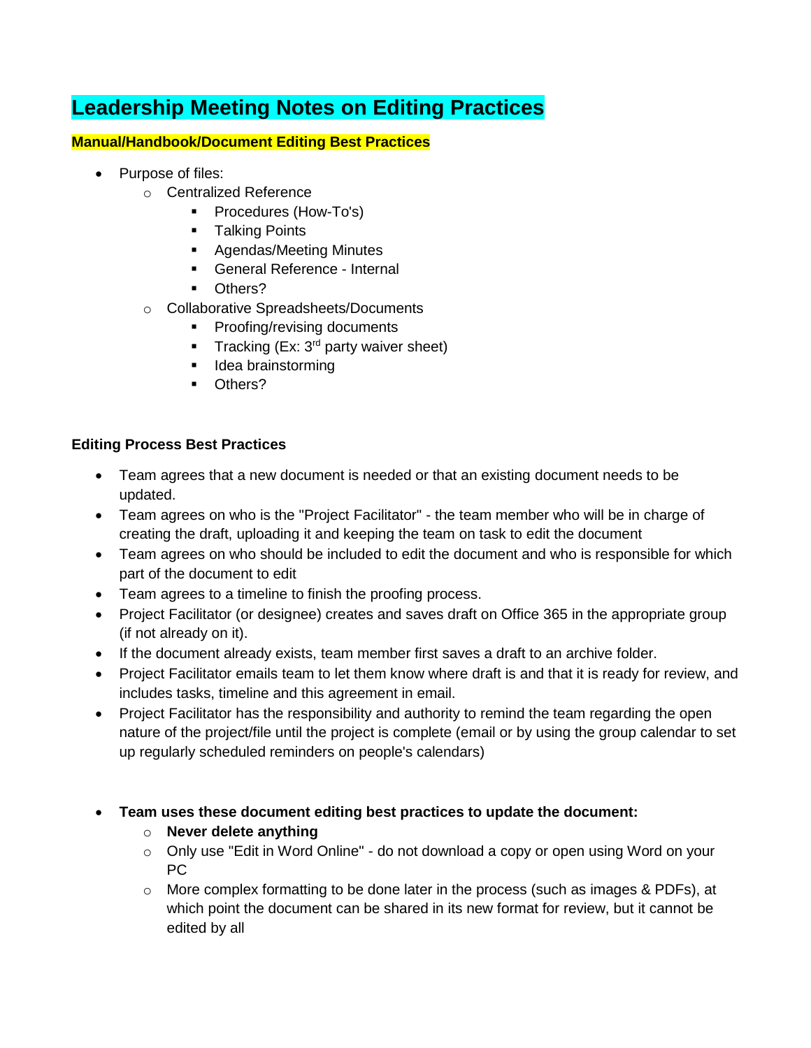# Leadership Meeting Notes on Editing Practices

**Manual/Handbook/Document Editing Best Practices**

- Purpose of files:
  - Centralized Reference
    - Procedures (How-To's)
    - Talking Points
    - Agendas/Meeting Minutes
    - General Reference - Internal
    - Others?
  - Collaborative Spreadsheets/Documents
    - Proofing/revising documents
    - Tracking (Ex: 3rd party waiver sheet)
    - Idea brainstorming
    - Others?

**Editing Process Best Practices**

- Team agrees that a new document is needed or that an existing document needs to be updated.
- Team agrees on who is the "Project Facilitator" - the team member who will be in charge of creating the draft, uploading it and keeping the team on task to edit the document
- Team agrees on who should be included to edit the document and who is responsible for which part of the document to edit
- Team agrees to a timeline to finish the proofing process.
- Project Facilitator (or designee) creates and saves draft on Office 365 in the appropriate group (if not already on it).
- If the document already exists, team member first saves a draft to an archive folder.
- Project Facilitator emails team to let them know where draft is and that it is ready for review, and includes tasks, timeline and this agreement in email.
- Project Facilitator has the responsibility and authority to remind the team regarding the open nature of the project/file until the project is complete (email or by using the group calendar to set up regularly scheduled reminders on people's calendars)

- **Team uses these document editing best practices to update the document:**
  - **Never delete anything**
  - Only use "Edit in Word Online" - do not download a copy or open using Word on your PC
  - More complex formatting to be done later in the process (such as images & PDFs), at which point the document can be shared in its new format for review, but it cannot be edited by all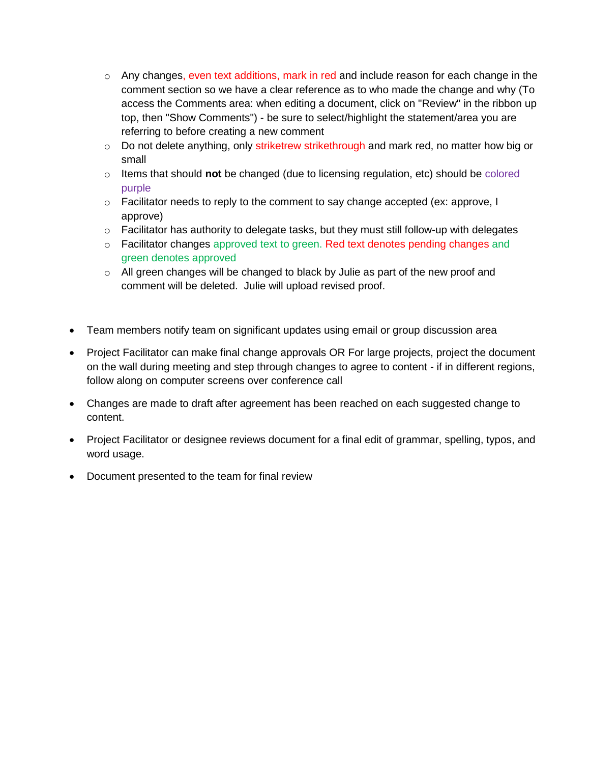- Any changes, even text additions, mark in red and include reason for each change in the comment section so we have a clear reference as to who made the change and why (To access the Comments area: when editing a document, click on "Review" in the ribbon up top, then "Show Comments") - be sure to select/highlight the statement/area you are referring to before creating a new comment
    - Do not delete anything, only ~~striketrew~~ strikethrough and mark red, no matter how big or small
    - Items that should **not** be changed (due to licensing regulation, etc) should be colored purple
    - Facilitator needs to reply to the comment to say change accepted (ex: approve, I approve)
    - Facilitator has authority to delegate tasks, but they must still follow-up with delegates
    - Facilitator changes approved text to green. Red text denotes pending changes and green denotes approved
    - All green changes will be changed to black by Julie as part of the new proof and comment will be deleted. Julie will upload revised proof.

- Team members notify team on significant updates using email or group discussion area
- Project Facilitator can make final change approvals OR For large projects, project the document on the wall during meeting and step through changes to agree to content - if in different regions, follow along on computer screens over conference call
- Changes are made to draft after agreement has been reached on each suggested change to content.
- Project Facilitator or designee reviews document for a final edit of grammar, spelling, typos, and word usage.
- Document presented to the team for final review